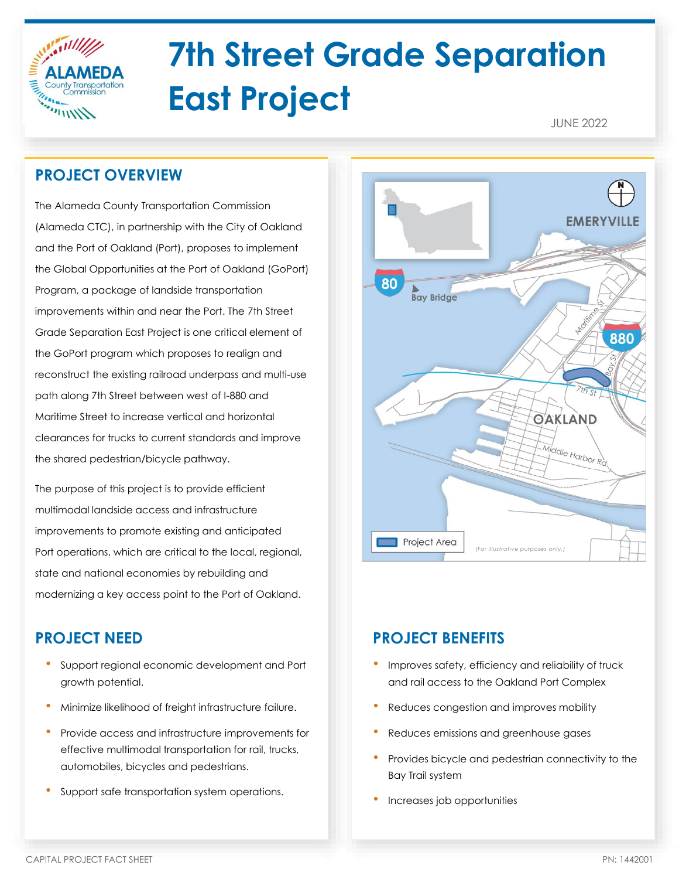# 7th Street Grade Separation East Project

JUNE 2022

## PROJECT OVERVIEW

The Alameda County Transportation Commission (Alameda CTC), in partnership with the City of Oakland and the Port of Oakland (Port), proposes to implement the Global Opportunities at the Port of Oakland (GoPort) Program, a package of landside transportation improvements within and near the Port. The 7th Street Grade Separation East Project is one critical element of the GoPort program which proposes to realign and reconstruct the existing railroad underpass and multi-use path along 7th Street between west of I-880 and Maritime Street to increase vertical and horizontal clearances for trucks to current standards and improve the shared pedestrian/bicycle pathway.

The purpose of this project is to provide efficient multimodal landside access and infrastructure improvements to promote existing and anticipated Port operations, which are critical to the local, regional, state and national economies by rebuilding and modernizing a key access point to the Port of Oakland.

## PROJECT NEED

- Support regional economic development and Port growth potential.
- Minimize likelihood of freight infrastructure failure.
- Provide access and infrastructure improvements for effective multimodal transportation for rail, trucks, automobiles, bicycles and pedestrians.
- Support safe transportation system operations.

## PROJECT BENEFITS

- Improves safety, efficiency and reliability of truck and rail access to the Oakland Port Complex
- Reduces congestion and improves mobility
- Reduces emissions and greenhouse gases
- Provides bicycle and pedestrian connectivity to the Bay Trail system
- Increases job opportunities

CAPITAL PROJECT FACT SHEET

PN: 1442001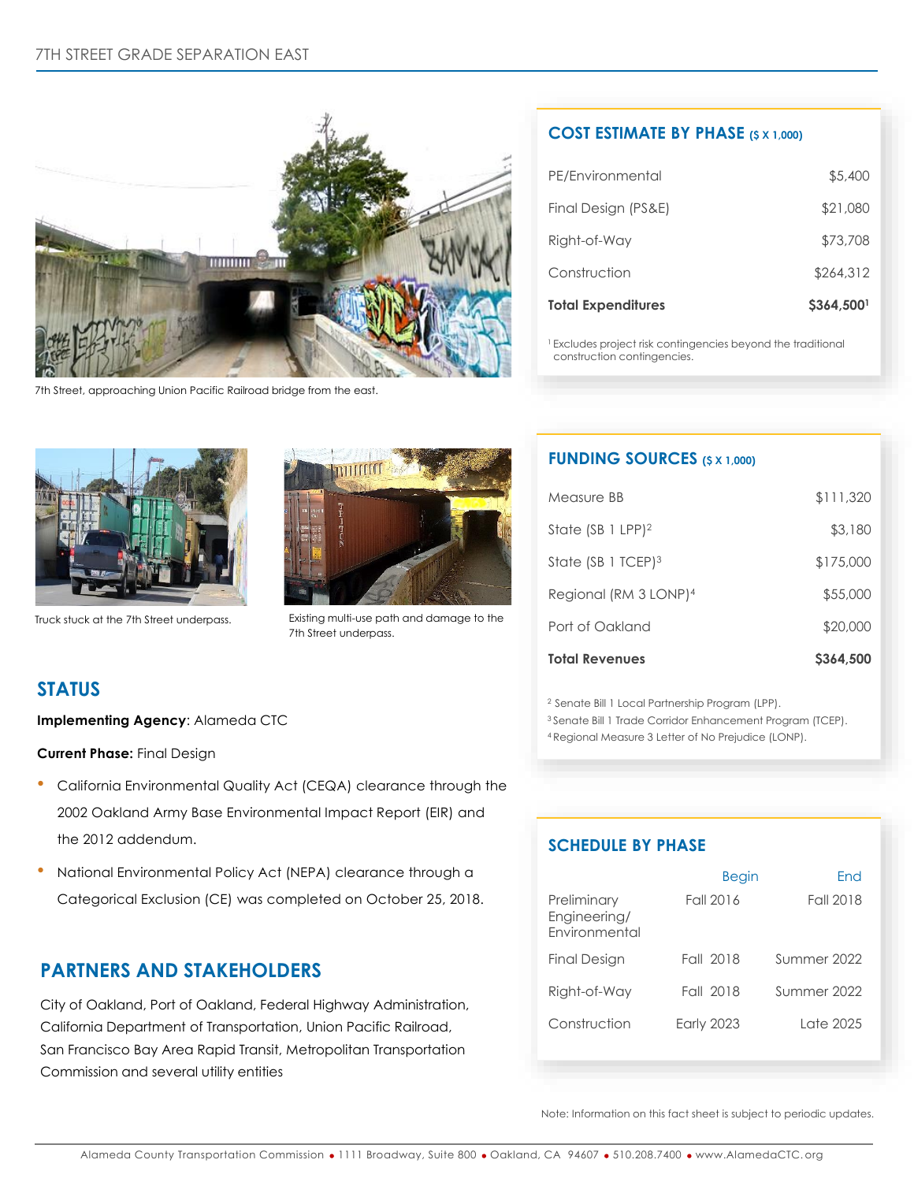7th Street, approaching Union Pacific Railroad bridge from the east.

Truck stuck at the 7th Street underpass.

Existing multi-use path and damage to the 7th Street underpass.

## STATUS

**Implementing Agency**: Alameda CTC

**Current Phase:** Final Design

- California Environmental Quality Act (CEQA) clearance through the 2002 Oakland Army Base Environmental Impact Report (EIR) and the 2012 addendum.
- National Environmental Policy Act (NEPA) clearance through a Categorical Exclusion (CE) was completed on October 25, 2018.

## PARTNERS AND STAKEHOLDERS

City of Oakland, Port of Oakland, Federal Highway Administration, California Department of Transportation, Union Pacific Railroad, San Francisco Bay Area Rapid Transit, Metropolitan Transportation Commission and several utility entities

## COST ESTIMATE BY PHASE ($ X 1,000)

| | |
|---|---|
| PE/Environmental | $5,400 |
| Final Design (PS&E) | $21,080 |
| Right-of-Way | $73,708 |
| Construction | $264,312 |
| **Total Expenditures** | **$364,500[1]** |

[1] Excludes project risk contingencies beyond the traditional construction contingencies.

## FUNDING SOURCES ($ X 1,000)

| | |
|---|---|
| Measure BB | $111,320 |
| State (SB 1 LPP)[2] | $3,180 |
| State (SB 1 TCEP)[3] | $175,000 |
| Regional (RM 3 LONP)[4] | $55,000 |
| Port of Oakland | $20,000 |
| **Total Revenues** | **$364,500** |

[2] Senate Bill 1 Local Partnership Program (LPP).
[3] Senate Bill 1 Trade Corridor Enhancement Program (TCEP).
[4] Regional Measure 3 Letter of No Prejudice (LONP).

## SCHEDULE BY PHASE

| | Begin | End |
|---|---|---|
| Preliminary Engineering/ Environmental | Fall 2016 | Fall 2018 |
| Final Design | Fall 2018 | Summer 2022 |
| Right-of-Way | Fall 2018 | Summer 2022 |
| Construction | Early 2023 | Late 2025 |

Note: Information on this fact sheet is subject to periodic updates.